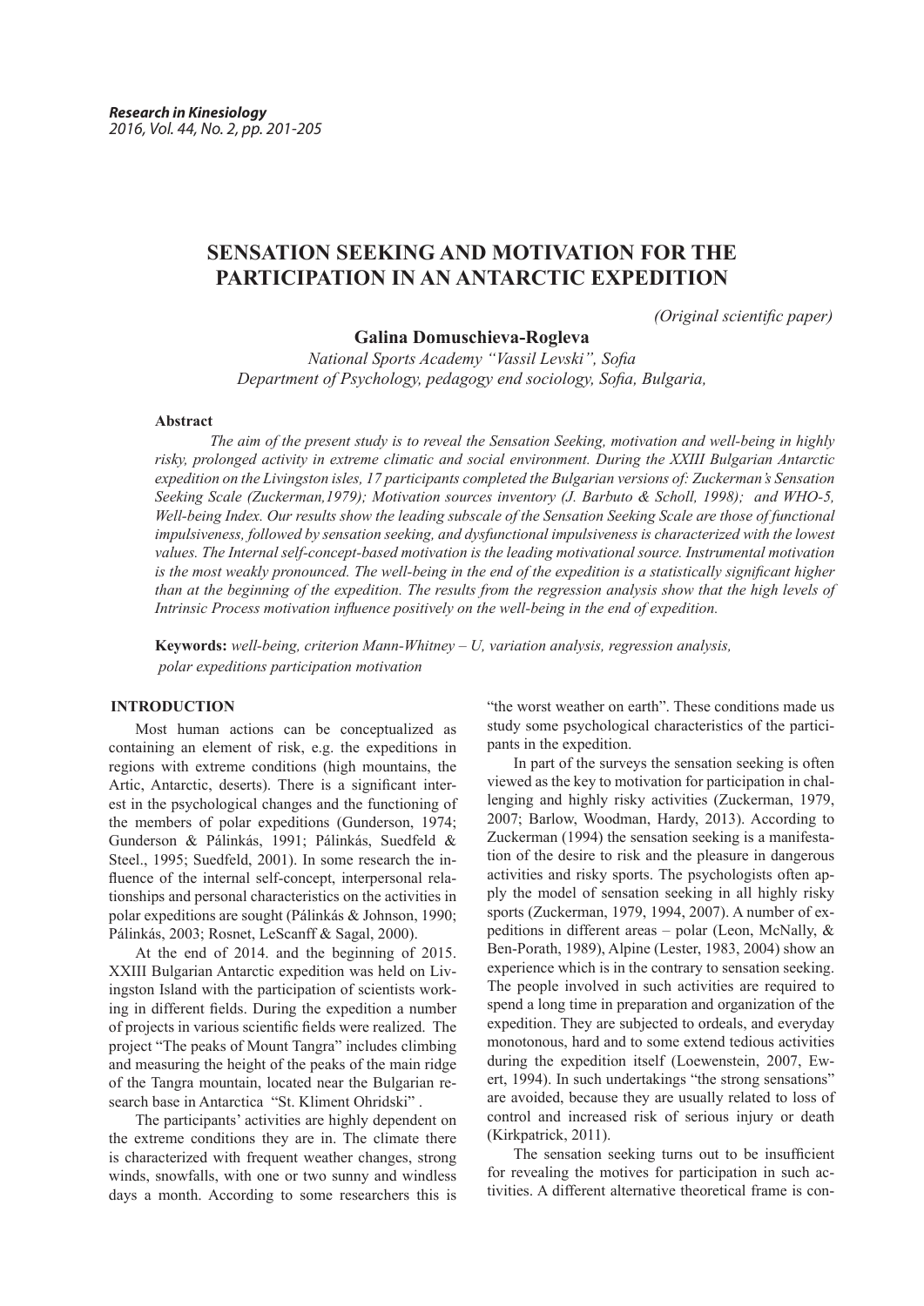# SENSATION SEEKING AND MOTIVATION FOR THE PARTICIPATION IN AN ANTARCTIC EXPEDITION

*(Original scientific paper)*

**Galina Domuschieva-Rogleva**

*National Sports Academy "Vassil Levski", Sofia*
*Department of Psychology, pedagogy end sociology, Sofia, Bulgaria,*

**Abstract**

*The aim of the present study is to reveal the Sensation Seeking, motivation and well-being in highly risky, prolonged activity in extreme climatic and social environment. During the XXIII Bulgarian Antarctic expedition on the Livingston isles, 17 participants completed the Bulgarian versions of: Zuckerman's Sensation Seeking Scale (Zuckerman,1979); Motivation sources inventory (J. Barbuto & Scholl, 1998); and WHO-5, Well-being Index. Our results show the leading subscale of the Sensation Seeking Scale are those of functional impulsiveness, followed by sensation seeking, and dysfunctional impulsiveness is characterized with the lowest values. The Internal self-concept-based motivation is the leading motivational source. Instrumental motivation is the most weakly pronounced. The well-being in the end of the expedition is a statistically significant higher than at the beginning of the expedition. The results from the regression analysis show that the high levels of Intrinsic Process motivation influence positively on the well-being in the end of expedition.*

**Keywords:** *well-being, criterion Mann-Whitney – U, variation analysis, regression analysis, polar expeditions participation motivation*

## INTRODUCTION

Most human actions can be conceptualized as containing an element of risk, e.g. the expeditions in regions with extreme conditions (high mountains, the Artic, Antarctic, deserts). There is a significant interest in the psychological changes and the functioning of the members of polar expeditions (Gunderson, 1974; Gunderson & Pálinkás, 1991; Pálinkás, Suedfeld & Steel., 1995; Suedfeld, 2001). In some research the influence of the internal self-concept, interpersonal relationships and personal characteristics on the activities in polar expeditions are sought (Pálinkás & Johnson, 1990; Pálinkás, 2003; Rosnet, LeScanff & Sagal, 2000).

At the end of 2014. and the beginning of 2015. XXIII Bulgarian Antarctic expedition was held on Livingston Island with the participation of scientists working in different fields. During the expedition a number of projects in various scientific fields were realized. The project "The peaks of Mount Tangra" includes climbing and measuring the height of the peaks of the main ridge of the Tangra mountain, located near the Bulgarian research base in Antarctica "St. Kliment Ohridski" .

The participants' activities are highly dependent on the extreme conditions they are in. The climate there is characterized with frequent weather changes, strong winds, snowfalls, with one or two sunny and windless days a month. According to some researchers this is "the worst weather on earth". These conditions made us study some psychological characteristics of the participants in the expedition.

In part of the surveys the sensation seeking is often viewed as the key to motivation for participation in challenging and highly risky activities (Zuckerman, 1979, 2007; Barlow, Woodman, Hardy, 2013). According to Zuckerman (1994) the sensation seeking is a manifestation of the desire to risk and the pleasure in dangerous activities and risky sports. The psychologists often apply the model of sensation seeking in all highly risky sports (Zuckerman, 1979, 1994, 2007). A number of expeditions in different areas – polar (Leon, McNally, & Ben-Porath, 1989), Alpine (Lester, 1983, 2004) show an experience which is in the contrary to sensation seeking. The people involved in such activities are required to spend a long time in preparation and organization of the expedition. They are subjected to ordeals, and everyday monotonous, hard and to some extend tedious activities during the expedition itself (Loewenstein, 2007, Ewert, 1994). In such undertakings "the strong sensations" are avoided, because they are usually related to loss of control and increased risk of serious injury or death (Kirkpatrick, 2011).

The sensation seeking turns out to be insufficient for revealing the motives for participation in such activities. A different alternative theoretical frame is con-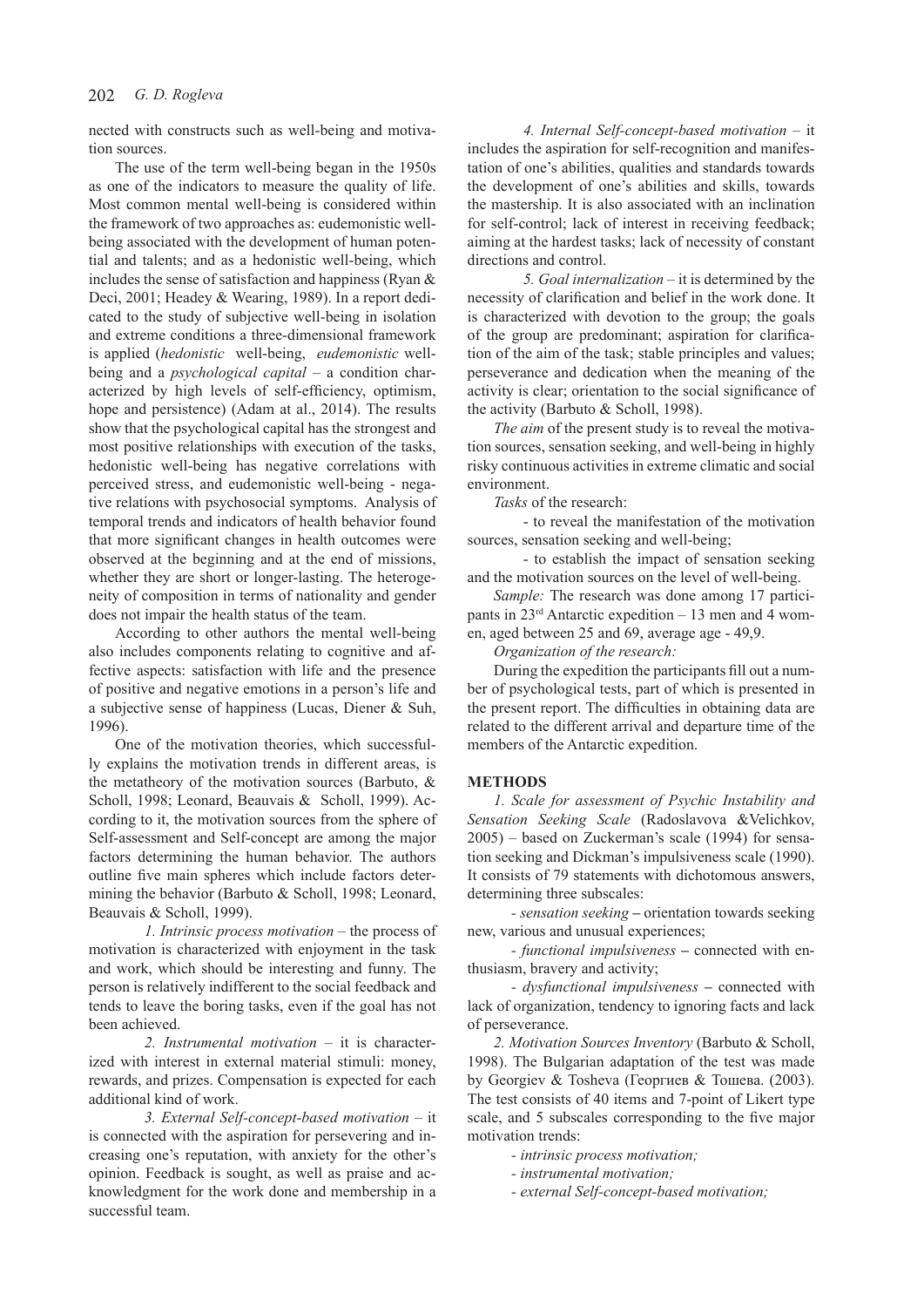nected with constructs such as well-being and motivation sources.

The use of the term well-being began in the 1950s as one of the indicators to measure the quality of life. Most common mental well-being is considered within the framework of two approaches as: eudemonistic well-being associated with the development of human potential and talents; and as a hedonistic well-being, which includes the sense of satisfaction and happiness (Ryan & Deci, 2001; Headey & Wearing, 1989). In a report dedicated to the study of subjective well-being in isolation and extreme conditions a three-dimensional framework is applied (*hedonistic* well-being, *eudemonistic* well-being and a *psychological capital* – a condition characterized by high levels of self-efficiency, optimism, hope and persistence) (Adam at al., 2014). The results show that the psychological capital has the strongest and most positive relationships with execution of the tasks, hedonistic well-being has negative correlations with perceived stress, and eudemonistic well-being - negative relations with psychosocial symptoms. Analysis of temporal trends and indicators of health behavior found that more significant changes in health outcomes were observed at the beginning and at the end of missions, whether they are short or longer-lasting. The heterogeneity of composition in terms of nationality and gender does not impair the health status of the team.

According to other authors the mental well-being also includes components relating to cognitive and affective aspects: satisfaction with life and the presence of positive and negative emotions in a person's life and a subjective sense of happiness (Lucas, Diener & Suh, 1996).

One of the motivation theories, which successfully explains the motivation trends in different areas, is the metatheory of the motivation sources (Barbuto, & Scholl, 1998; Leonard, Beauvais & Scholl, 1999). According to it, the motivation sources from the sphere of Self-assessment and Self-concept are among the major factors determining the human behavior. The authors outline five main spheres which include factors determining the behavior (Barbuto & Scholl, 1998; Leonard, Beauvais & Scholl, 1999).

*1. Intrinsic process motivation* – the process of motivation is characterized with enjoyment in the task and work, which should be interesting and funny. The person is relatively indifferent to the social feedback and tends to leave the boring tasks, even if the goal has not been achieved.

*2. Instrumental motivation* – it is characterized with interest in external material stimuli: money, rewards, and prizes. Compensation is expected for each additional kind of work.

*3. External Self-concept-based motivation* – it is connected with the aspiration for persevering and increasing one's reputation, with anxiety for the other's opinion. Feedback is sought, as well as praise and acknowledgment for the work done and membership in a successful team.

*4. Internal Self-concept-based motivation* – it includes the aspiration for self-recognition and manifestation of one's abilities, qualities and standards towards the development of one's abilities and skills, towards the mastership. It is also associated with an inclination for self-control; lack of interest in receiving feedback; aiming at the hardest tasks; lack of necessity of constant directions and control.

*5. Goal internalization* – it is determined by the necessity of clarification and belief in the work done. It is characterized with devotion to the group; the goals of the group are predominant; aspiration for clarification of the aim of the task; stable principles and values; perseverance and dedication when the meaning of the activity is clear; orientation to the social significance of the activity (Barbuto & Scholl, 1998).

*The aim* of the present study is to reveal the motivation sources, sensation seeking, and well-being in highly risky continuous activities in extreme climatic and social environment.

*Tasks* of the research:

- to reveal the manifestation of the motivation sources, sensation seeking and well-being;
- to establish the impact of sensation seeking and the motivation sources on the level of well-being.

*Sample:* The research was done among 17 participants in 23rd Antarctic expedition – 13 men and 4 women, aged between 25 and 69, average age - 49,9.

*Organization of the research:*

During the expedition the participants fill out a number of psychological tests, part of which is presented in the present report. The difficulties in obtaining data are related to the different arrival and departure time of the members of the Antarctic expedition.

## METHODS

*1. Scale for assessment of Psychic Instability and Sensation Seeking Scale* (Radoslavova &Velichkov, 2005) – based on Zuckerman's scale (1994) for sensation seeking and Dickman's impulsiveness scale (1990). It consists of 79 statements with dichotomous answers, determining three subscales:

- *sensation seeking* **–** orientation towards seeking new, various and unusual experiences;
- *functional impulsiveness* **–** connected with enthusiasm, bravery and activity;
- *dysfunctional impulsiveness* **–** connected with lack of organization, tendency to ignoring facts and lack of perseverance.

*2. Motivation Sources Inventory* (Barbuto & Scholl, 1998). The Bulgarian adaptation of the test was made by Georgiev & Tosheva (Георгиев & Тошева. (2003). The test consists of 40 items and 7-point of Likert type scale, and 5 subscales corresponding to the five major motivation trends:

- *intrinsic process motivation;*
- *instrumental motivation;*
- *external Self-concept-based motivation;*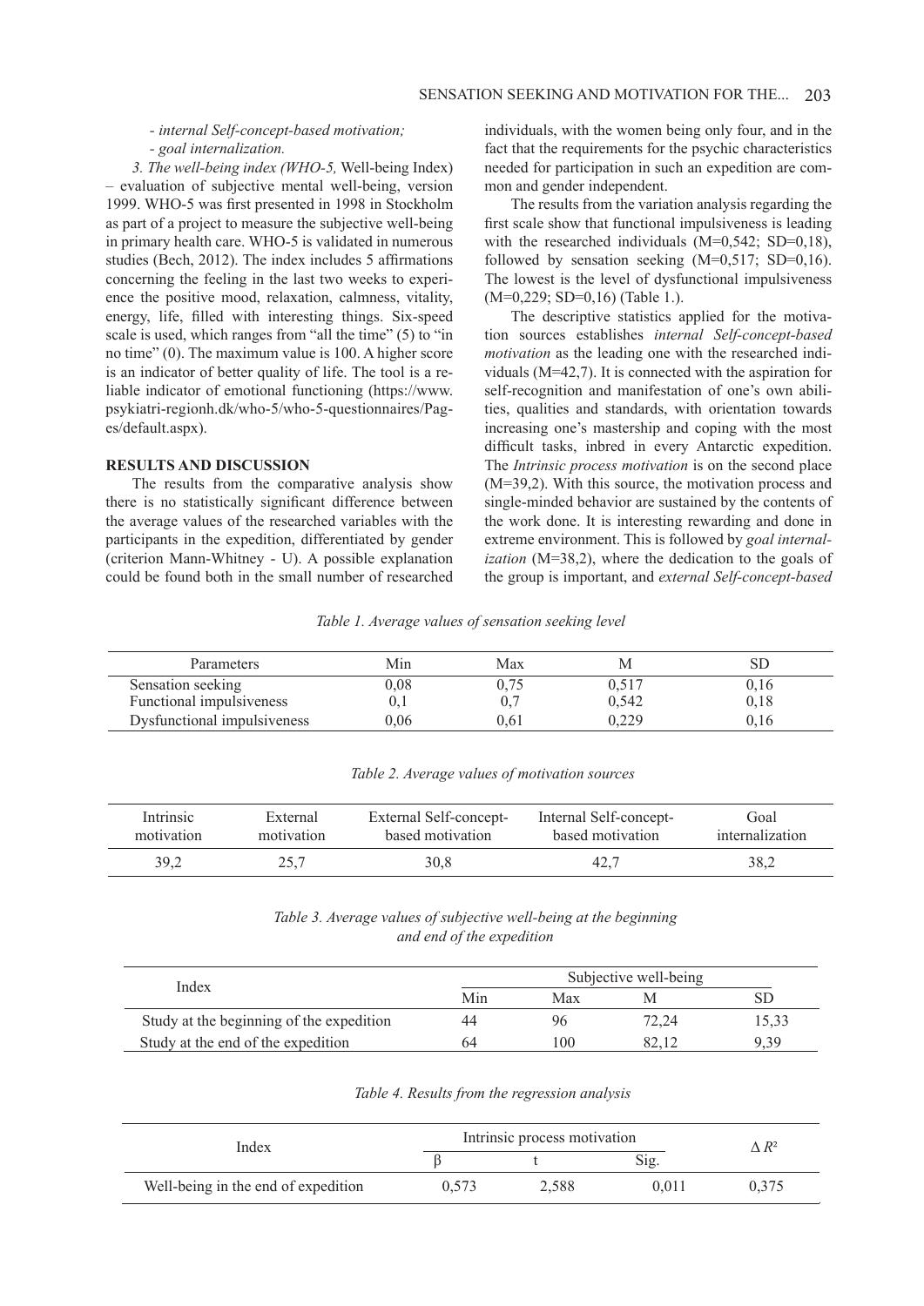- *internal Self-concept-based motivation;*

- *goal internalization.*

*3. The well-being index (WHO-5,* Well-being Index) – evaluation of subjective mental well-being, version 1999. WHO-5 was first presented in 1998 in Stockholm as part of a project to measure the subjective well-being in primary health care. WHO-5 is validated in numerous studies (Bech, 2012). The index includes 5 affirmations concerning the feeling in the last two weeks to experience the positive mood, relaxation, calmness, vitality, energy, life, filled with interesting things. Six-speed scale is used, which ranges from "all the time" (5) to "in no time" (0). The maximum value is 100. A higher score is an indicator of better quality of life. The tool is a reliable indicator of emotional functioning (https://www.psykiatri-regionh.dk/who-5/who-5-questionnaires/Pages/default.aspx).

## RESULTS AND DISCUSSION

The results from the comparative analysis show there is no statistically significant difference between the average values of the researched variables with the participants in the expedition, differentiated by gender (criterion Mann-Whitney - U). A possible explanation could be found both in the small number of researched individuals, with the women being only four, and in the fact that the requirements for the psychic characteristics needed for participation in such an expedition are common and gender independent.

The results from the variation analysis regarding the first scale show that functional impulsiveness is leading with the researched individuals (M=0,542; SD=0,18), followed by sensation seeking (M=0,517; SD=0,16). The lowest is the level of dysfunctional impulsiveness (M=0,229; SD=0,16) (Table 1.).

The descriptive statistics applied for the motivation sources establishes *internal Self-concept-based motivation* as the leading one with the researched individuals (M=42,7). It is connected with the aspiration for self-recognition and manifestation of one's own abilities, qualities and standards, with orientation towards increasing one's mastership and coping with the most difficult tasks, inbred in every Antarctic expedition. The *Intrinsic process motivation* is on the second place (M=39,2). With this source, the motivation process and single-minded behavior are sustained by the contents of the work done. It is interesting rewarding and done in extreme environment. This is followed by *goal internalization* (M=38,2), where the dedication to the goals of the group is important, and *external Self-concept-based*

*Table 1. Average values of sensation seeking level*

| Parameters | Min | Max | M | SD |
|---|---|---|---|---|
| Sensation seeking | 0,08 | 0,75 | 0,517 | 0,16 |
| Functional impulsiveness | 0,1 | 0,7 | 0,542 | 0,18 |
| Dysfunctional impulsiveness | 0,06 | 0,61 | 0,229 | 0,16 |

*Table 2. Average values of motivation sources*

| Intrinsic motivation | External motivation | External Self-concept-based motivation | Internal Self-concept-based motivation | Goal internalization |
|---|---|---|---|---|
| 39,2 | 25,7 | 30,8 | 42,7 | 38,2 |

*Table 3. Average values of subjective well-being at the beginning and end of the expedition*

| Index | Subjective well-being | | | |
|---|---|---|---|---|
| | Min | Max | M | SD |
| Study at the beginning of the expedition | 44 | 96 | 72,24 | 15,33 |
| Study at the end of the expedition | 64 | 100 | 82,12 | 9,39 |

*Table 4. Results from the regression analysis*

| Index | Intrinsic process motivation | | | $\Delta R^2$ |
|---|---|---|---|---|
| | β | t | Sig. | |
| Well-being in the end of expedition | 0,573 | 2,588 | 0,011 | 0,375 |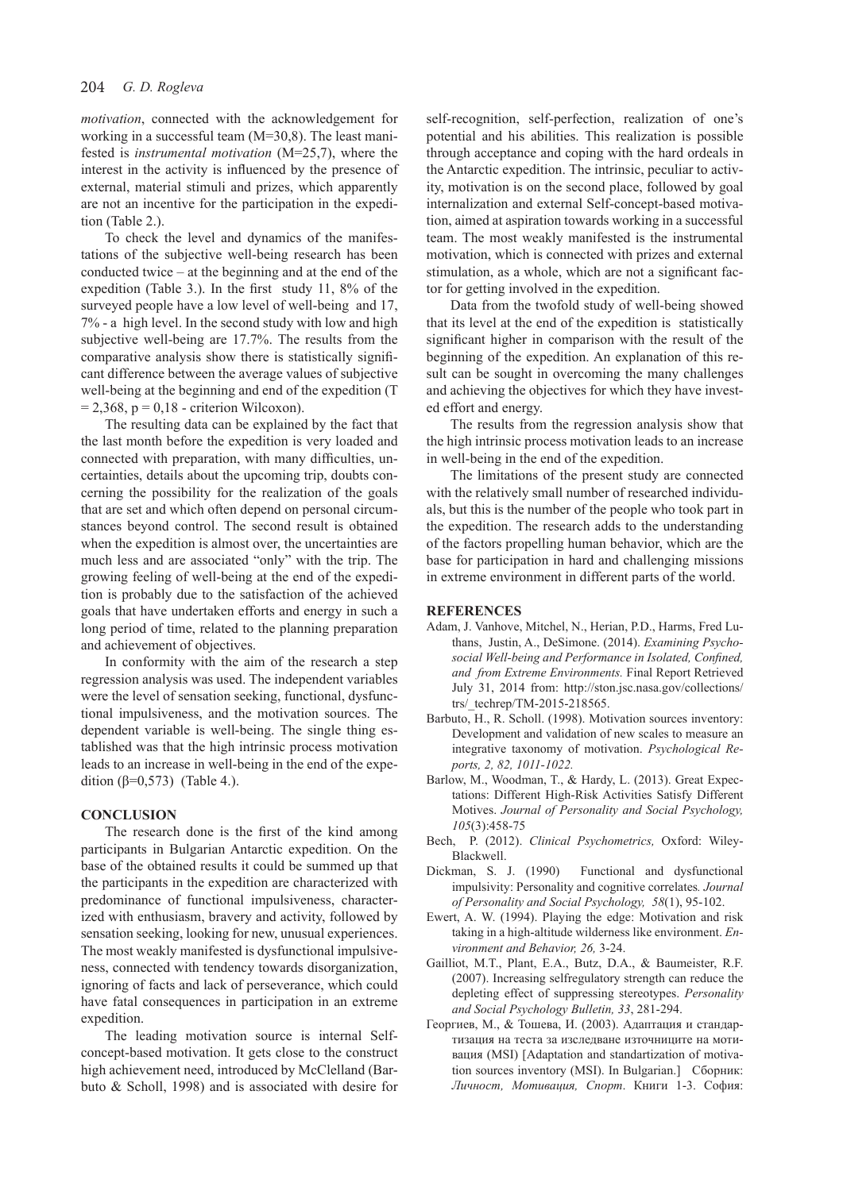*motivation*, connected with the acknowledgement for working in a successful team (M=30,8). The least manifested is *instrumental motivation* (M=25,7), where the interest in the activity is influenced by the presence of external, material stimuli and prizes, which apparently are not an incentive for the participation in the expedition (Table 2.).

To check the level and dynamics of the manifestations of the subjective well-being research has been conducted twice – at the beginning and at the end of the expedition (Table 3.). In the first study 11, 8% of the surveyed people have a low level of well-being and 17, 7% - a high level. In the second study with low and high subjective well-being are 17.7%. The results from the comparative analysis show there is statistically significant difference between the average values of subjective well-being at the beginning and end of the expedition (T = 2,368, p = 0,18 - criterion Wilcoxon).

The resulting data can be explained by the fact that the last month before the expedition is very loaded and connected with preparation, with many difficulties, uncertainties, details about the upcoming trip, doubts concerning the possibility for the realization of the goals that are set and which often depend on personal circumstances beyond control. The second result is obtained when the expedition is almost over, the uncertainties are much less and are associated "only" with the trip. The growing feeling of well-being at the end of the expedition is probably due to the satisfaction of the achieved goals that have undertaken efforts and energy in such a long period of time, related to the planning preparation and achievement of objectives.

In conformity with the aim of the research a step regression analysis was used. The independent variables were the level of sensation seeking, functional, dysfunctional impulsiveness, and the motivation sources. The dependent variable is well-being. The single thing established was that the high intrinsic process motivation leads to an increase in well-being in the end of the expedition (β=0,573) (Table 4.).

## CONCLUSION

The research done is the first of the kind among participants in Bulgarian Antarctic expedition. On the base of the obtained results it could be summed up that the participants in the expedition are characterized with predominance of functional impulsiveness, characterized with enthusiasm, bravery and activity, followed by sensation seeking, looking for new, unusual experiences. The most weakly manifested is dysfunctional impulsiveness, connected with tendency towards disorganization, ignoring of facts and lack of perseverance, which could have fatal consequences in participation in an extreme expedition.

The leading motivation source is internal Self-concept-based motivation. It gets close to the construct high achievement need, introduced by McClelland (Barbuto & Scholl, 1998) and is associated with desire for self-recognition, self-perfection, realization of one's potential and his abilities. This realization is possible through acceptance and coping with the hard ordeals in the Antarctic expedition. The intrinsic, peculiar to activity, motivation is on the second place, followed by goal internalization and external Self-concept-based motivation, aimed at aspiration towards working in a successful team. The most weakly manifested is the instrumental motivation, which is connected with prizes and external stimulation, as a whole, which are not a significant factor for getting involved in the expedition.

Data from the twofold study of well-being showed that its level at the end of the expedition is statistically significant higher in comparison with the result of the beginning of the expedition. An explanation of this result can be sought in overcoming the many challenges and achieving the objectives for which they have invested effort and energy.

The results from the regression analysis show that the high intrinsic process motivation leads to an increase in well-being in the end of the expedition.

The limitations of the present study are connected with the relatively small number of researched individuals, but this is the number of the people who took part in the expedition. The research adds to the understanding of the factors propelling human behavior, which are the base for participation in hard and challenging missions in extreme environment in different parts of the world.

## REFERENCES

Adam, J. Vanhove, Mitchel, N., Herian, P.D., Harms, Fred Luthans, Justin, A., DeSimone. (2014). *Examining Psychosocial Well-being and Performance in Isolated, Confined, and from Extreme Environments.* Final Report Retrieved July 31, 2014 from: http://ston.jsc.nasa.gov/collections/trs/_techrep/TM-2015-218565.

Barbuto, H., R. Scholl. (1998). Motivation sources inventory: Development and validation of new scales to measure an integrative taxonomy of motivation. *Psychological Reports, 2, 82, 1011-1022.*

Barlow, M., Woodman, T., & Hardy, L. (2013). Great Expectations: Different High-Risk Activities Satisfy Different Motives. *Journal of Personality and Social Psychology, 105*(3):458-75

Bech, P. (2012). *Clinical Psychometrics,* Oxford: Wiley-Blackwell.

Dickman, S. J. (1990) Functional and dysfunctional impulsivity: Personality and cognitive correlates*. Journal of Personality and Social Psychology, 58*(1), 95-102.

Ewert, A. W. (1994). Playing the edge: Motivation and risk taking in a high-altitude wilderness like environment. *Environment and Behavior, 26,* 3-24.

Gailliot, M.T., Plant, E.A., Butz, D.A., & Baumeister, R.F. (2007). Increasing selfregulatory strength can reduce the depleting effect of suppressing stereotypes. *Personality and Social Psychology Bulletin, 33*, 281-294.

Георгиев, М., & Тошева, И. (2003). Адаптация и стандартизация на теста за изследване източниците на мотивация (MSI) [Adaptation and standartization of motivation sources inventory (MSI). In Bulgarian.] Сборник: *Личност, Мотивация, Спорт*. Книги 1-3. София: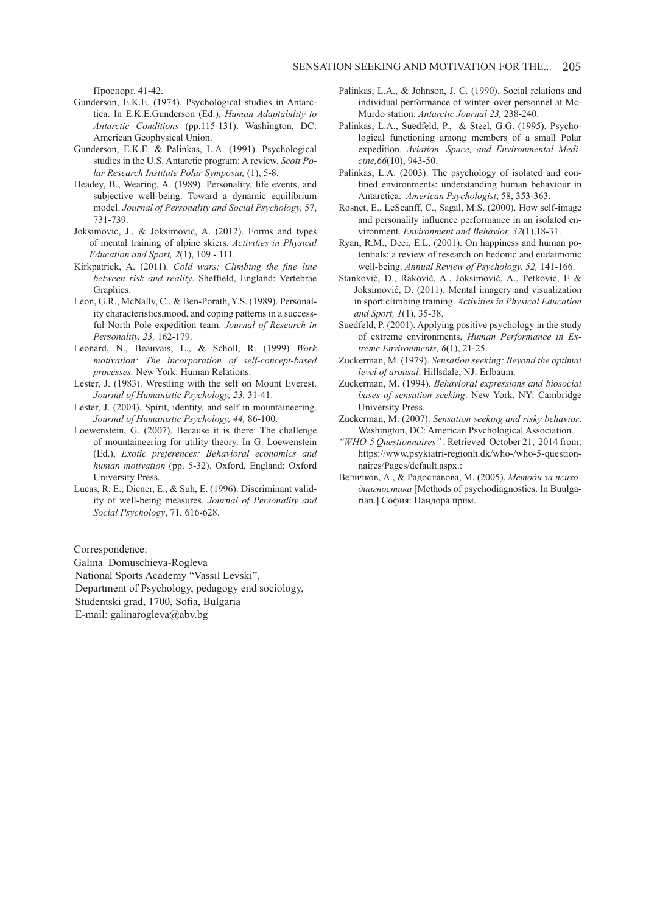Проспорт. 41-42.

Gunderson, E.K.E. (1974). Psychological studies in Antarctica. In E.K.E.Gunderson (Ed.), *Human Adaptability to Antarctic Conditions* (pp.115-131). Washington, DC: American Geophysical Union.

Gunderson, E.K.E. & Palinkas, L.A. (1991). Psychological studies in the U.S. Antarctic program: A review. *Scott Polar Research Institute Polar Symposia,* (1), 5-8.

Headey, B., Wearing, A. (1989). Personality, life events, and subjective well-being: Toward a dynamic equilibrium model. *Journal of Personality and Social Psychology,* 57, 731-739.

Joksimovic, J., & Joksimovic, A. (2012). Forms and types of mental training of alpine skiers. *Activities in Physical Education and Sport, 2*(1), 109 - 111.

Kirkpatrick, A. (2011). *Cold wars: Climbing the fine line between risk and reality*. Sheffield, England: Vertebrae Graphics.

Leon, G.R., McNally, C., & Ben-Porath, Y.S. (1989). Personality characteristics,mood, and coping patterns in a successful North Pole expedition team. *Journal of Research in Personality, 23,* 162-179.

Leonard, N., Beauvais, L., & Scholl, R. (1999) *Work motivation: The incorporation of self-concept-based processes.* New York: Human Relations.

Lester, J. (1983). Wrestling with the self on Mount Everest. *Journal of Humanistic Psychology, 23,* 31-41.

Lester, J. (2004). Spirit, identity, and self in mountaineering. *Journal of Humanistic Psychology, 44,* 86-100.

Loewenstein, G. (2007). Because it is there: The challenge of mountaineering for utility theory. In G. Loewenstein (Ed.), *Exotic preferences: Behavioral economics and human motivation* (pp. 5-32). Oxford, England: Oxford University Press.

Lucas, R. E., Diener, E., & Suh, E. (1996). Discriminant validity of well-being measures. *Journal of Personality and Social Psychology*, 71, 616-628.

Palinkas, L.A., & Johnson, J. C. (1990). Social relations and individual performance of winter–over personnel at McMurdo station. *Antarctic Journal 23,* 238-240.

Palinkas, L.A., Suedfeld, P., & Steel, G.G. (1995). Psychological functioning among members of a small Polar expedition. *Aviation, Space, and Environmental Medicine,66*(10), 943-50.

Palinkas, L.A. (2003). The psychology of isolated and confined environments: understanding human behaviour in Antarctica. *American Psychologist*, 58, 353-363.

Rosnet, E., LeScanff, C., Sagal, M.S. (2000). How self-image and personality influence performance in an isolated environment. *Environment and Behavior, 32*(1),18-31.

Ryan, R.M., Deci, E.L. (2001). On happiness and human potentials: a review of research on hedonic and eudaimonic well-being. *Annual Review of Psychology, 52,* 141-166.

Stanković, D., Raković, A., Joksimović, A., Petković, E & Joksimović, D. (2011). Mental imagery and visualization in sport climbing training. *Activities in Physical Education and Sport, 1*(1), 35-38.

Suedfeld, P. (2001). Applying positive psychology in the study of extreme environments, *Human Performance in Extreme Environments, 6*(1), 21-25.

Zuckerman, M. (1979). *Sensation seeking: Beyond the optimal level of arousal*. Hillsdale, NJ: Erlbaum.

Zuckerman, M. (1994). *Behavioral expressions and biosocial bases of sensation seeking*. New York, NY: Cambridge University Press.

Zuckerman, M. (2007). *Sensation seeking and risky behavior*. Washington, DC: American Psychological Association.

*"WHO-5 Questionnaires"* . Retrieved October 21, 2014 from: https://www.psykiatri-regionh.dk/who-/who-5-questionnaires/Pages/default.aspx.:

Величков, А., & Радославова, М. (2005). *Методи за психодиагностика* [Methods of psychodiagnostics. In Buulgarian.] София: Пандора прим.

Correspondence:
Galina Domuschieva-Rogleva
National Sports Academy "Vassil Levski",
Department of Psychology, pedagogy end sociology,
Studentski grad, 1700, Sofia, Bulgaria
E-mail: galinarogleva@abv.bg